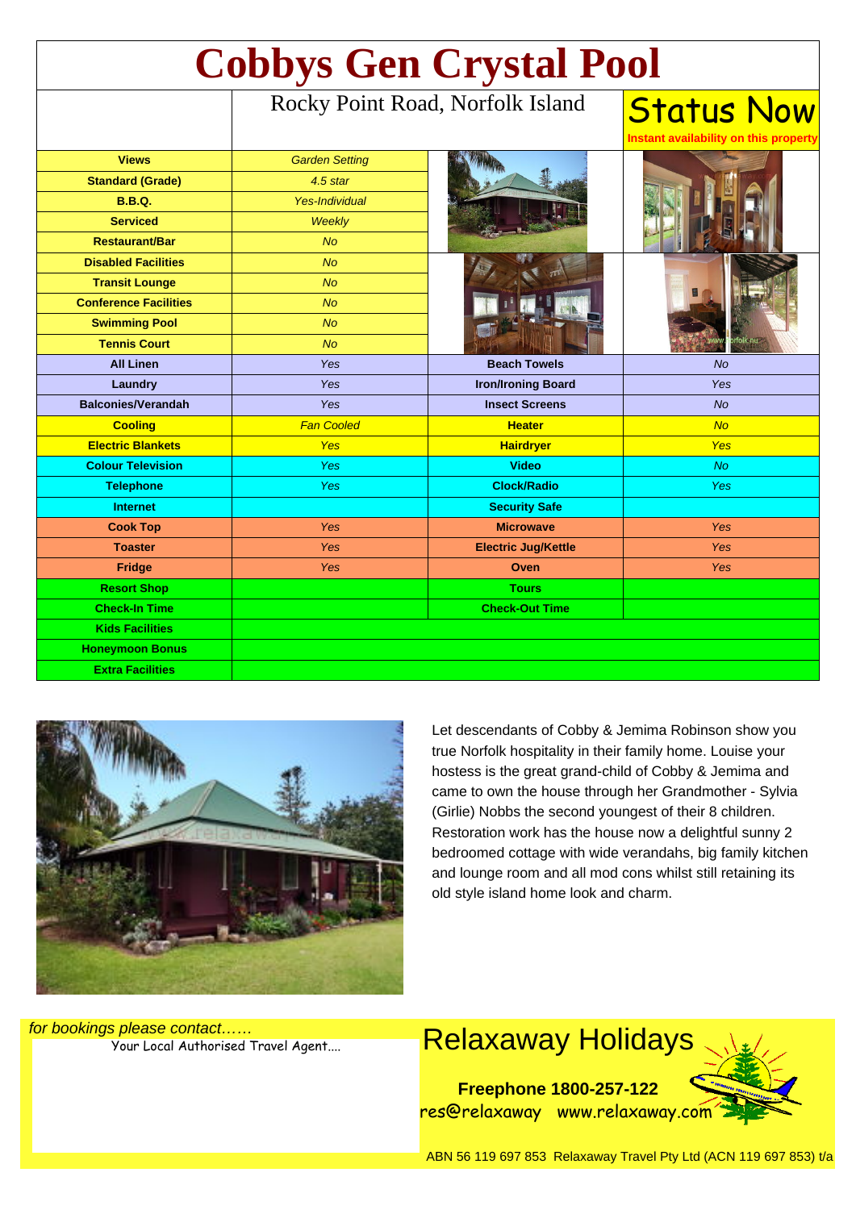# Cobbys Gen Crystal Pool

Rocky Point Road, Norfolk Island

**Status Now**
Instant availability on this property

| Feature | Value | Feature | Value |
|---|---|---|---|
| **Views** | *Garden Setting* | | |
| **Standard (Grade)** | *4.5 star* | | |
| **B.B.Q.** | *Yes-Individual* | | |
| **Serviced** | *Weekly* | | |
| **Restaurant/Bar** | *No* | | |
| **Disabled Facilities** | *No* | | |
| **Transit Lounge** | *No* | | |
| **Conference Facilities** | *No* | | |
| **Swimming Pool** | *No* | | |
| **Tennis Court** | *No* | | |
| **All Linen** | *Yes* | **Beach Towels** | *No* |
| **Laundry** | *Yes* | **Iron/Ironing Board** | *Yes* |
| **Balconies/Verandah** | *Yes* | **Insect Screens** | *No* |
| **Cooling** | *Fan Cooled* | **Heater** | *No* |
| **Electric Blankets** | *Yes* | **Hairdryer** | *Yes* |
| **Colour Television** | *Yes* | **Video** | *No* |
| **Telephone** | *Yes* | **Clock/Radio** | *Yes* |
| **Internet** | | **Security Safe** | |
| **Cook Top** | *Yes* | **Microwave** | *Yes* |
| **Toaster** | *Yes* | **Electric Jug/Kettle** | *Yes* |
| **Fridge** | *Yes* | **Oven** | *Yes* |
| **Resort Shop** | | **Tours** | |
| **Check-In Time** | | **Check-Out Time** | |
| **Kids Facilities** | | | |
| **Honeymoon Bonus** | | | |
| **Extra Facilities** | | | |

Let descendants of Cobby & Jemima Robinson show you true Norfolk hospitality in their family home. Louise your hostess is the great grand-child of Cobby & Jemima and came to own the house through her Grandmother - Sylvia (Girlie) Nobbs the second youngest of their 8 children. Restoration work has the house now a delightful sunny 2 bedroomed cottage with wide verandahs, big family kitchen and lounge room and all mod cons whilst still retaining its old style island home look and charm.

*for bookings please contact……*

Your Local Authorised Travel Agent....

## Relaxaway Holidays

**Freephone 1800-257-122**

res@relaxaway www.relaxaway.com

ABN 56 119 697 853 Relaxaway Travel Pty Ltd (ACN 119 697 853) t/a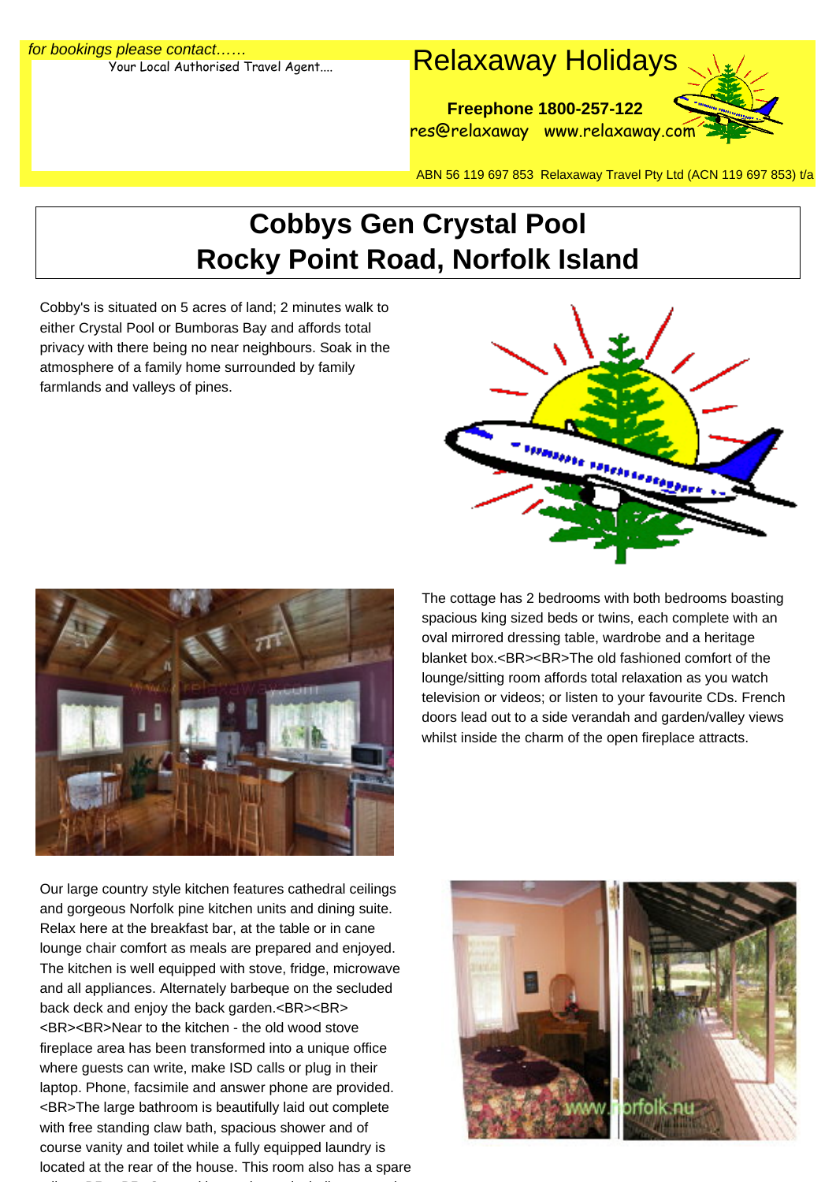*for bookings please contact……*

Your Local Authorised Travel Agent....

# Relaxaway Holidays

**Freephone 1800-257-122**

res@relaxaway www.relaxaway.com

ABN 56 119 697 853 Relaxaway Travel Pty Ltd (ACN 119 697 853) t/a

# Cobbys Gen Crystal Pool
# Rocky Point Road, Norfolk Island

Cobby's is situated on 5 acres of land; 2 minutes walk to either Crystal Pool or Bumboras Bay and affords total privacy with there being no near neighbours. Soak in the atmosphere of a family home surrounded by family farmlands and valleys of pines.

The cottage has 2 bedrooms with both bedrooms boasting spacious king sized beds or twins, each complete with an oval mirrored dressing table, wardrobe and a heritage blanket box.<BR><BR>The old fashioned comfort of the lounge/sitting room affords total relaxation as you watch television or videos; or listen to your favourite CDs. French doors lead out to a side verandah and garden/valley views whilst inside the charm of the open fireplace attracts.

Our large country style kitchen features cathedral ceilings and gorgeous Norfolk pine kitchen units and dining suite. Relax here at the breakfast bar, at the table or in cane lounge chair comfort as meals are prepared and enjoyed. The kitchen is well equipped with stove, fridge, microwave and all appliances. Alternately barbeque on the secluded back deck and enjoy the back garden.<BR><BR><BR><BR>Near to the kitchen - the old wood stove fireplace area has been transformed into a unique office where guests can write, make ISD calls or plug in their laptop. Phone, facsimile and answer phone are provided.<BR>The large bathroom is beautifully laid out complete with free standing claw bath, spacious shower and of course vanity and toilet while a fully equipped laundry is located at the rear of the house. This room also has a spare